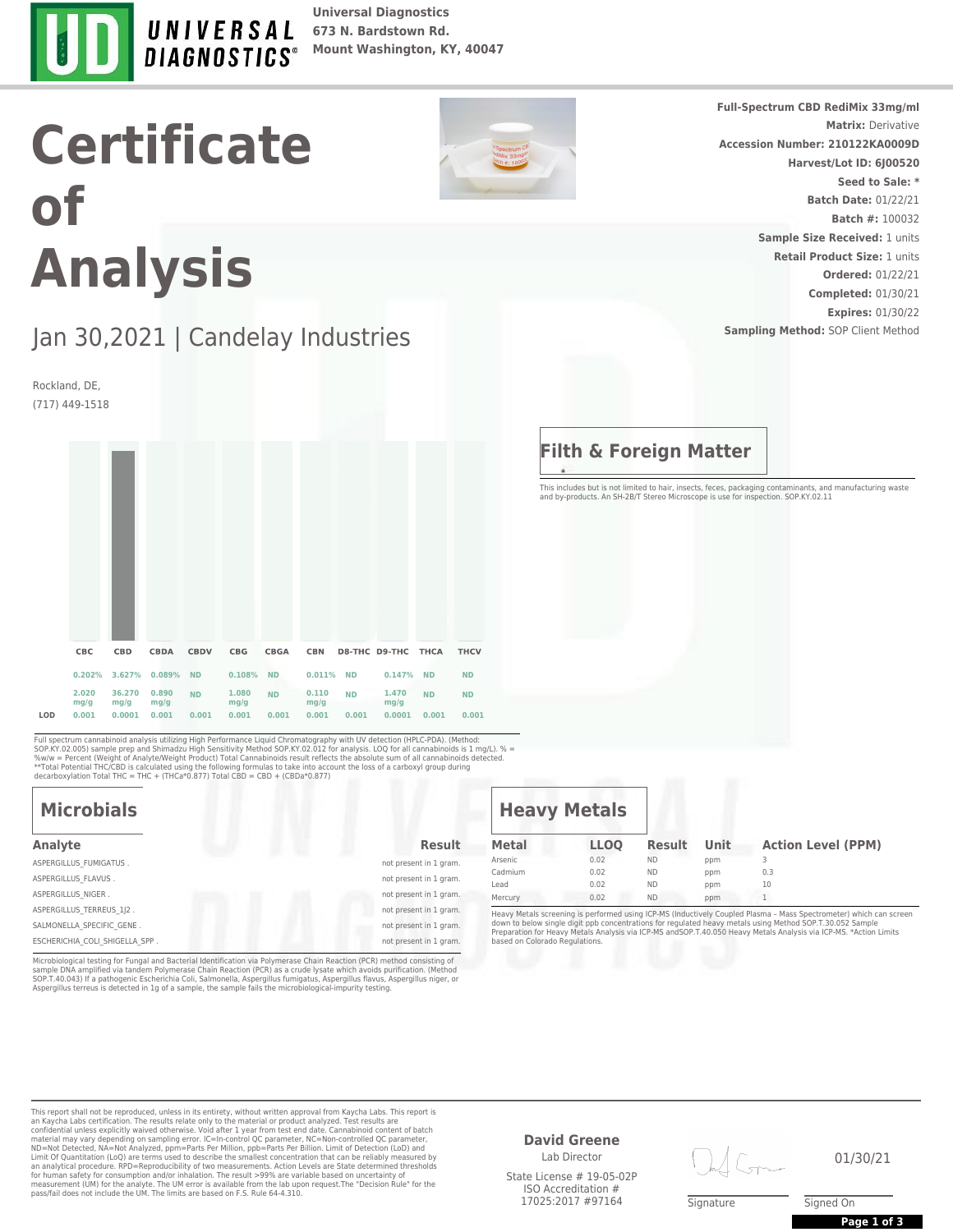Universal Diagnostics
673 N. Bardstown Rd.
Mount Washington, KY, 40047

# Certificate of Analysis

Jan 30,2021 | Candelay Industries

Rockland, DE,
(717) 449-1518

**Full-Spectrum CBD RediMix 33mg/ml**
**Matrix:** Derivative
**Accession Number: 210122KA0009D**
**Harvest/Lot ID: 6J00520**
**Seed to Sale:** *
**Batch Date:** 01/22/21
**Batch #:** 100032
**Sample Size Received:** 1 units
**Retail Product Size:** 1 units
**Ordered:** 01/22/21
**Completed:** 01/30/21
**Expires:** 01/30/22
**Sampling Method:** SOP Client Method

| | CBC | CBD | CBDA | CBDV | CBG | CBGA | CBN | D8-THC | D9-THC | THCA | THCV |
|---|---|---|---|---|---|---|---|---|---|---|---|
| % | 0.202% | 3.627% | 0.089% | ND | 0.108% | ND | 0.011% | ND | 0.147% | ND | ND |
| mg/g | 2.020 mg/g | 36.270 mg/g | 0.890 mg/g | ND | 1.080 mg/g | ND | 0.110 mg/g | ND | 1.470 mg/g | ND | ND |
| LOD | 0.001 | 0.0001 | 0.001 | 0.001 | 0.001 | 0.001 | 0.001 | 0.001 | 0.0001 | 0.001 | 0.001 |

Full spectrum cannabinoid analysis utilizing High Performance Liquid Chromatography with UV detection (HPLC-PDA). (Method: SOP.KY.02.005) sample prep and Shimadzu High Sensitivity Method SOP.KY.02.012 for analysis. LOQ for all cannabinoids is 1 mg/L). % = %w/w = Percent (Weight of Analyte/Weight Product) Total Cannabinoids result reflects the absolute sum of all cannabinoids detected. **Total Potential THC/CBD is calculated using the following formulas to take into account the loss of a carboxyl group during decarboxylation Total THC = THC + (THCa*0.877) Total CBD = CBD + (CBDa*0.877)

## Filth & Foreign Matter

This includes but is not limited to hair, insects, feces, packaging contaminants, and manufacturing waste and by-products. An SH-2B/T Stereo Microscope is use for inspection. SOP.KY.02.11

## Microbials

| Analyte | Result |
|---|---|
| ASPERGILLUS_FUMIGATUS . | not present in 1 gram. |
| ASPERGILLUS_FLAVUS . | not present in 1 gram. |
| ASPERGILLUS_NIGER . | not present in 1 gram. |
| ASPERGILLUS_TERREUS_1J2 . | not present in 1 gram. |
| SALMONELLA_SPECIFIC_GENE . | not present in 1 gram. |
| ESCHERICHIA_COLI_SHIGELLA_SPP . | not present in 1 gram. |

Microbiological testing for Fungal and Bacterial Identification via Polymerase Chain Reaction (PCR) method consisting of sample DNA amplified via tandem Polymerase Chain Reaction (PCR) as a crude lysate which avoids purification. (Method SOP.T.40.043) If a pathogenic Escherichia Coli, Salmonella, Aspergillus fumigatus, Aspergillus flavus, Aspergillus niger, or Aspergillus terreus is detected in 1g of a sample, the sample fails the microbiological-impurity testing.

## Heavy Metals

| Metal | LLOQ | Result | Unit | Action Level (PPM) |
|---|---|---|---|---|
| Arsenic | 0.02 | ND | ppm | 3 |
| Cadmium | 0.02 | ND | ppm | 0.3 |
| Lead | 0.02 | ND | ppm | 10 |
| Mercury | 0.02 | ND | ppm | 1 |

Heavy Metals screening is performed using ICP-MS (Inductively Coupled Plasma – Mass Spectrometer) which can screen down to below single digit ppb concentrations for regulated heavy metals using Method SOP.T.30.052 Sample Preparation for Heavy Metals Analysis via ICP-MS andSOP.T.40.050 Heavy Metals Analysis via ICP-MS. *Action Limits based on Colorado Regulations.

This report shall not be reproduced, unless in its entirety, without written approval from Kaycha Labs. This report is an Kaycha Labs certification. The results relate only to the material or product analyzed. Test results are confidential unless explicitly waived otherwise. Void after 1 year from test end date. Cannabinoid content of batch material may vary depending on sampling error. IC=In-control QC parameter, NC=Non-controlled QC parameter, ND=Not Detected, NA=Not Analyzed, ppm=Parts Per Million, ppb=Parts Per Billion. Limit of Detection (LoD) and Limit Of Quantitation (LoQ) are terms used to describe the smallest concentration that can be reliably measured by an analytical procedure. RPD=Reproducibility of two measurements. Action Levels are State determined thresholds for human safety for consumption and/or inhalation. The result >99% are variable based on uncertainty of measurement (UM) for the analyte. The UM error is available from the lab upon request.The "Decision Rule" for the pass/fail does not include the UM. The limits are based on F.S. Rule 64-4.310.

**David Greene**
Lab Director
State License # 19-05-02P
ISO Accreditation # 17025:2017 #97164

Signature

01/30/21
Signed On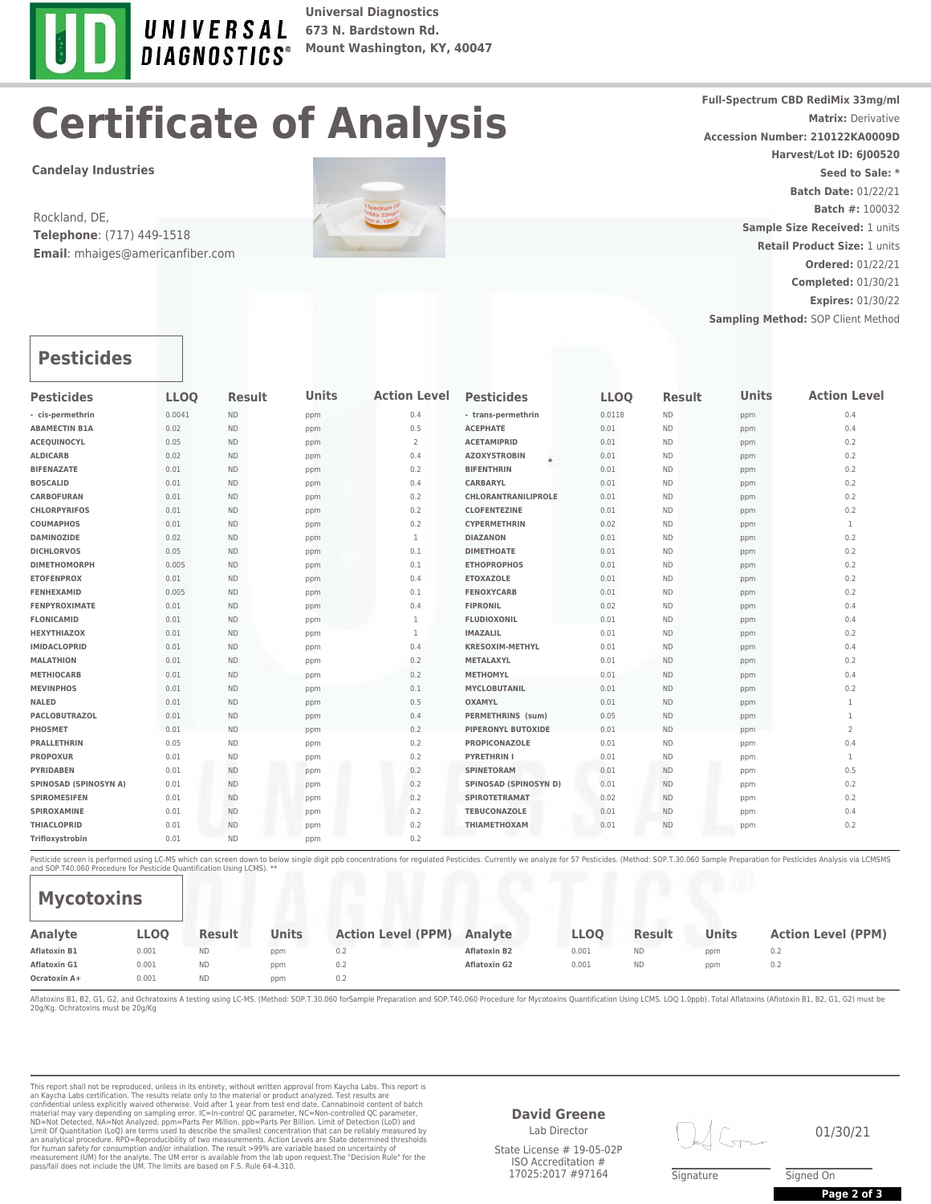Universal Diagnostics
673 N. Bardstown Rd.
Mount Washington, KY, 40047

# Certificate of Analysis

**Candelay Industries**

Rockland, DE,
**Telephone**: (717) 449-1518
**Email**: mhaiges@americanfiber.com

**Full-Spectrum CBD RediMix 33mg/ml**
**Matrix:** Derivative
**Accession Number: 210122KA0009D**
**Harvest/Lot ID: 6J00520**
**Seed to Sale:** *
**Batch Date:** 01/22/21
**Batch #:** 100032
**Sample Size Received:** 1 units
**Retail Product Size:** 1 units
**Ordered:** 01/22/21
**Completed:** 01/30/21
**Expires:** 01/30/22
**Sampling Method:** SOP Client Method

## Pesticides

| Pesticides | LLOQ | Result | Units | Action Level | Pesticides | LLOQ | Result | Units | Action Level |
|---|---|---|---|---|---|---|---|---|---|
| - cis-permethrin | 0.0041 | ND | ppm | 0.4 | - trans-permethrin | 0.0118 | ND | ppm | 0.4 |
| ABAMECTIN B1A | 0.02 | ND | ppm | 0.5 | ACEPHATE | 0.01 | ND | ppm | 0.4 |
| ACEQUINOCYL | 0.05 | ND | ppm | 2 | ACETAMIPRID | 0.01 | ND | ppm | 0.2 |
| ALDICARB | 0.02 | ND | ppm | 0.4 | AZOXYSTROBIN | 0.01 | ND | ppm | 0.2 |
| BIFENAZATE | 0.01 | ND | ppm | 0.2 | BIFENTHRIN | 0.01 | ND | ppm | 0.2 |
| BOSCALID | 0.01 | ND | ppm | 0.4 | CARBARYL | 0.01 | ND | ppm | 0.2 |
| CARBOFURAN | 0.01 | ND | ppm | 0.2 | CHLORANTRANILIPROLE | 0.01 | ND | ppm | 0.2 |
| CHLORPYRIFOS | 0.01 | ND | ppm | 0.2 | CLOFENTEZINE | 0.01 | ND | ppm | 0.2 |
| COUMAPHOS | 0.01 | ND | ppm | 0.2 | CYPERMETHRIN | 0.02 | ND | ppm | 1 |
| DAMINOZIDE | 0.02 | ND | ppm | 1 | DIAZANON | 0.01 | ND | ppm | 0.2 |
| DICHLORVOS | 0.05 | ND | ppm | 0.1 | DIMETHOATE | 0.01 | ND | ppm | 0.2 |
| DIMETHOMORPH | 0.005 | ND | ppm | 0.1 | ETHOPROPHOS | 0.01 | ND | ppm | 0.2 |
| ETOFENPROX | 0.01 | ND | ppm | 0.4 | ETOXAZOLE | 0.01 | ND | ppm | 0.2 |
| FENHEXAMID | 0.005 | ND | ppm | 0.1 | FENOXYCARB | 0.01 | ND | ppm | 0.2 |
| FENPYROXIMATE | 0.01 | ND | ppm | 0.4 | FIPRONIL | 0.02 | ND | ppm | 0.4 |
| FLONICAMID | 0.01 | ND | ppm | 1 | FLUDIOXONIL | 0.01 | ND | ppm | 0.4 |
| HEXYTHIAZOX | 0.01 | ND | ppm | 1 | IMAZALIL | 0.01 | ND | ppm | 0.2 |
| IMIDACLOPRID | 0.01 | ND | ppm | 0.4 | KRESOXIM-METHYL | 0.01 | ND | ppm | 0.4 |
| MALATHION | 0.01 | ND | ppm | 0.2 | METALAXYL | 0.01 | ND | ppm | 0.2 |
| METHIOCARB | 0.01 | ND | ppm | 0.2 | METHOMYL | 0.01 | ND | ppm | 0.4 |
| MEVINPHOS | 0.01 | ND | ppm | 0.1 | MYCLOBUTANIL | 0.01 | ND | ppm | 0.2 |
| NALED | 0.01 | ND | ppm | 0.5 | OXAMYL | 0.01 | ND | ppm | 1 |
| PACLOBUTRAZOL | 0.01 | ND | ppm | 0.4 | PERMETHRINS (sum) | 0.05 | ND | ppm | 1 |
| PHOSMET | 0.01 | ND | ppm | 0.2 | PIPERONYL BUTOXIDE | 0.01 | ND | ppm | 2 |
| PRALLETHRIN | 0.05 | ND | ppm | 0.2 | PROPICONAZOLE | 0.01 | ND | ppm | 0.4 |
| PROPOXUR | 0.01 | ND | ppm | 0.2 | PYRETHRIN I | 0.01 | ND | ppm | 1 |
| PYRIDABEN | 0.01 | ND | ppm | 0.2 | SPINETORAM | 0.01 | ND | ppm | 0.5 |
| SPINOSAD (SPINOSYN A) | 0.01 | ND | ppm | 0.2 | SPINOSAD (SPINOSYN D) | 0.01 | ND | ppm | 0.2 |
| SPIROMESIFEN | 0.01 | ND | ppm | 0.2 | SPIROTETRAMAT | 0.02 | ND | ppm | 0.2 |
| SPIROXAMINE | 0.01 | ND | ppm | 0.2 | TEBUCONAZOLE | 0.01 | ND | ppm | 0.4 |
| THIACLOPRID | 0.01 | ND | ppm | 0.2 | THIAMETHOXAM | 0.01 | ND | ppm | 0.2 |
| Trifloxystrobin | 0.01 | ND | ppm | 0.2 | | | | | |

Pesticide screen is performed using LC-MS which can screen down to below single digit ppb concentrations for regulated Pesticides. Currently we analyze for 57 Pesticides. (Method: SOP.T.30.060 Sample Preparation for Pesticides Analysis via LCMSMS and SOP.T40.060 Procedure for Pesticide Quantification Using LCMS). **

## Mycotoxins

| Analyte | LLOQ | Result | Units | Action Level (PPM) | Analyte | LLOQ | Result | Units | Action Level (PPM) |
|---|---|---|---|---|---|---|---|---|---|
| Aflatoxin B1 | 0.001 | ND | ppm | 0.2 | Aflatoxin B2 | 0.001 | ND | ppm | 0.2 |
| Aflatoxin G1 | 0.001 | ND | ppm | 0.2 | Aflatoxin G2 | 0.001 | ND | ppm | 0.2 |
| Ocratoxin A+ | 0.001 | ND | ppm | 0.2 | | | | | |

Aflatoxins B1, B2, G1, G2, and Ochratoxins A testing using LC-MS. (Method: SOP.T.30.060 forSample Preparation and SOP.T40.060 Procedure for Mycotoxins Quantification Using LCMS. LOQ 1.0ppb). Total Aflatoxins (Aflotoxin B1, B2, G1, G2) must be 20g/Kg. Ochratoxins must be 20g/Kg

This report shall not be reproduced, unless in its entirety, without written approval from Kaycha Labs. This report is an Kaycha Labs certification. The results relate only to the material or product analyzed. Test results are confidential unless explicitly waived otherwise. Void after 1 year from test end date. Cannabinoid content of batch material may vary depending on sampling error. IC=In-control QC parameter, NC=Non-controlled QC parameter, ND=Not Detected, NA=Not Analyzed, ppm=Parts Per Million, ppb=Parts Per Billion. Limit of Detection (LoD) and Limit Of Quantitation (LoQ) are terms used to describe the smallest concentration that can be reliably measured by an analytical procedure. RPD=Reproducibility of two measurements. Action Levels are State determined thresholds for human safety for consumption and/or inhalation. The result >99% are variable based on uncertainty of measurement (UM) for the analyte. The UM error is available from the lab upon request.The "Decision Rule" for the pass/fail does not include the UM. The limits are based on F.S. Rule 64-4.310.

**David Greene**
Lab Director

State License # 19-05-02P
ISO Accreditation # 17025:2017 #97164

Signature

01/30/21
Signed On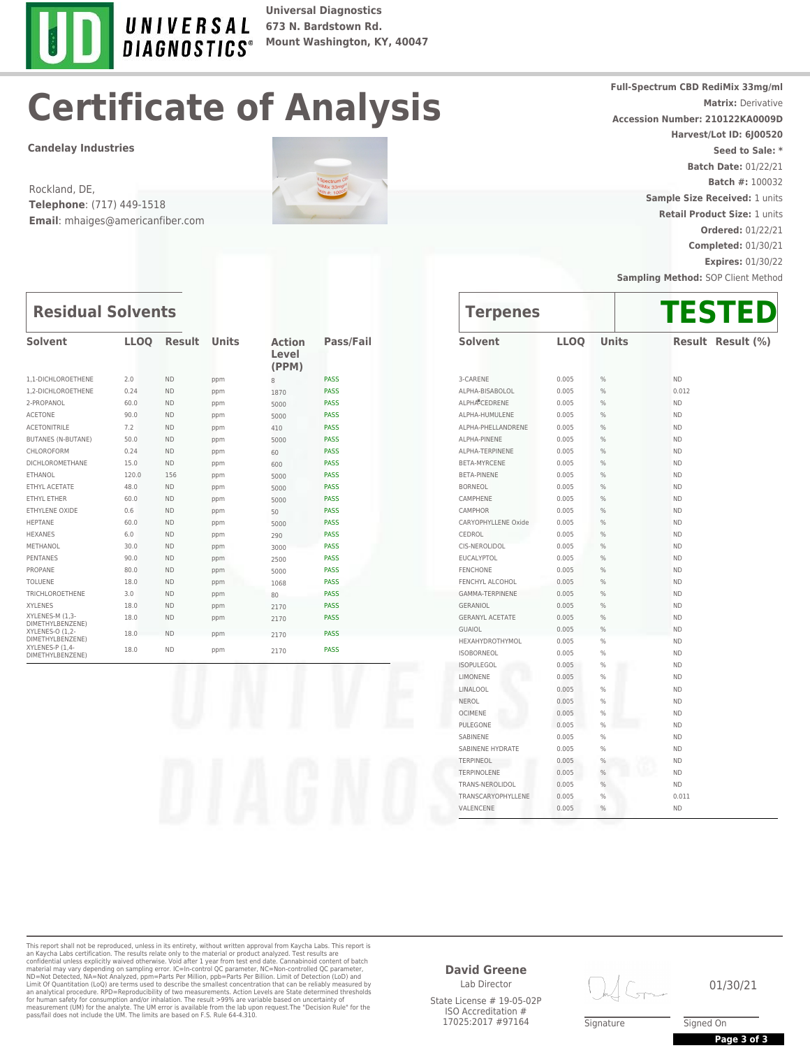Universal Diagnostics
673 N. Bardstown Rd.
Mount Washington, KY, 40047

# Certificate of Analysis

**Candelay Industries**

Rockland, DE,
**Telephone**: (717) 449-1518
**Email**: mhaiges@americanfiber.com

**Full-Spectrum CBD RediMix 33mg/ml**
**Matrix:** Derivative
**Accession Number: 210122KA0009D**
**Harvest/Lot ID: 6J00520**
**Seed to Sale:** *
**Batch Date:** 01/22/21
**Batch #:** 100032
**Sample Size Received:** 1 units
**Retail Product Size:** 1 units
**Ordered:** 01/22/21
**Completed:** 01/30/21
**Expires:** 01/30/22
**Sampling Method:** SOP Client Method

## Residual Solvents

| Solvent | LLOQ | Result | Units | Action Level (PPM) | Pass/Fail |
|---|---|---|---|---|---|
| 1,1-DICHLOROETHENE | 2.0 | ND | ppm | 8 | PASS |
| 1,2-DICHLOROETHENE | 0.24 | ND | ppm | 1870 | PASS |
| 2-PROPANOL | 60.0 | ND | ppm | 5000 | PASS |
| ACETONE | 90.0 | ND | ppm | 5000 | PASS |
| ACETONITRILE | 7.2 | ND | ppm | 410 | PASS |
| BUTANES (N-BUTANE) | 50.0 | ND | ppm | 5000 | PASS |
| CHLOROFORM | 0.24 | ND | ppm | 60 | PASS |
| DICHLOROMETHANE | 15.0 | ND | ppm | 600 | PASS |
| ETHANOL | 120.0 | 156 | ppm | 5000 | PASS |
| ETHYL ACETATE | 48.0 | ND | ppm | 5000 | PASS |
| ETHYL ETHER | 60.0 | ND | ppm | 5000 | PASS |
| ETHYLENE OXIDE | 0.6 | ND | ppm | 50 | PASS |
| HEPTANE | 60.0 | ND | ppm | 5000 | PASS |
| HEXANES | 6.0 | ND | ppm | 290 | PASS |
| METHANOL | 30.0 | ND | ppm | 3000 | PASS |
| PENTANES | 90.0 | ND | ppm | 2500 | PASS |
| PROPANE | 80.0 | ND | ppm | 5000 | PASS |
| TOLUENE | 18.0 | ND | ppm | 1068 | PASS |
| TRICHLOROETHENE | 3.0 | ND | ppm | 80 | PASS |
| XYLENES | 18.0 | ND | ppm | 2170 | PASS |
| XYLENES-M (1,3-DIMETHYLBENZENE) | 18.0 | ND | ppm | 2170 | PASS |
| XYLENES-O (1,2-DIMETHYLBENZENE) | 18.0 | ND | ppm | 2170 | PASS |
| XYLENES-P (1,4-DIMETHYLBENZENE) | 18.0 | ND | ppm | 2170 | PASS |

## Terpenes — TESTED

| Solvent | LLOQ | Units | Result | Result (%) |
|---|---|---|---|---|
| 3-CARENE | 0.005 | % | ND | |
| ALPHA-BISABOLOL | 0.005 | % | 0.012 | |
| ALPHA-CEDRENE | 0.005 | % | ND | |
| ALPHA-HUMULENE | 0.005 | % | ND | |
| ALPHA-PHELLANDRENE | 0.005 | % | ND | |
| ALPHA-PINENE | 0.005 | % | ND | |
| ALPHA-TERPINENE | 0.005 | % | ND | |
| BETA-MYRCENE | 0.005 | % | ND | |
| BETA-PINENE | 0.005 | % | ND | |
| BORNEOL | 0.005 | % | ND | |
| CAMPHENE | 0.005 | % | ND | |
| CAMPHOR | 0.005 | % | ND | |
| CARYOPHYLLENE Oxide | 0.005 | % | ND | |
| CEDROL | 0.005 | % | ND | |
| CIS-NEROLIDOL | 0.005 | % | ND | |
| EUCALYPTOL | 0.005 | % | ND | |
| FENCHONE | 0.005 | % | ND | |
| FENCHYL ALCOHOL | 0.005 | % | ND | |
| GAMMA-TERPINENE | 0.005 | % | ND | |
| GERANIOL | 0.005 | % | ND | |
| GERANYL ACETATE | 0.005 | % | ND | |
| GUAIOL | 0.005 | % | ND | |
| HEXAHYDROTHYMOL | 0.005 | % | ND | |
| ISOBORNEOL | 0.005 | % | ND | |
| ISOPULEGOL | 0.005 | % | ND | |
| LIMONENE | 0.005 | % | ND | |
| LINALOOL | 0.005 | % | ND | |
| NEROL | 0.005 | % | ND | |
| OCIMENE | 0.005 | % | ND | |
| PULEGONE | 0.005 | % | ND | |
| SABINENE | 0.005 | % | ND | |
| SABINENE HYDRATE | 0.005 | % | ND | |
| TERPINEOL | 0.005 | % | ND | |
| TERPINOLENE | 0.005 | % | ND | |
| TRANS-NEROLIDOL | 0.005 | % | ND | |
| TRANSCARYOPHYLLENE | 0.005 | % | 0.011 | |
| VALENCENE | 0.005 | % | ND | |

This report shall not be reproduced, unless in its entirety, without written approval from Kaycha Labs. This report is an Kaycha Labs certification. The results relate only to the material or product analyzed. Test results are confidential unless explicitly waived otherwise. Void after 1 year from test end date. Cannabinoid content of batch material may vary depending on sampling error. IC=In-control QC parameter, NC=Non-controlled QC parameter, ND=Not Detected, NA=Not Analyzed, ppm=Parts Per Million, ppb=Parts Per Billion. Limit of Detection (LoD) and Limit Of Quantitation (LoQ) are terms used to describe the smallest concentration that can be reliably measured by an analytical procedure. RPD=Reproducibility of two measurements. Action Levels are State determined thresholds for human safety for consumption and/or inhalation. The result >99% are variable based on uncertainty of measurement (UM) for the analyte. The UM error is available from the lab upon request.The "Decision Rule" for the pass/fail does not include the UM. The limits are based on F.S. Rule 64-4.310.

**David Greene**
Lab Director
State License # 19-05-02P
ISO Accreditation # 17025:2017 #97164

Signature

01/30/21
Signed On